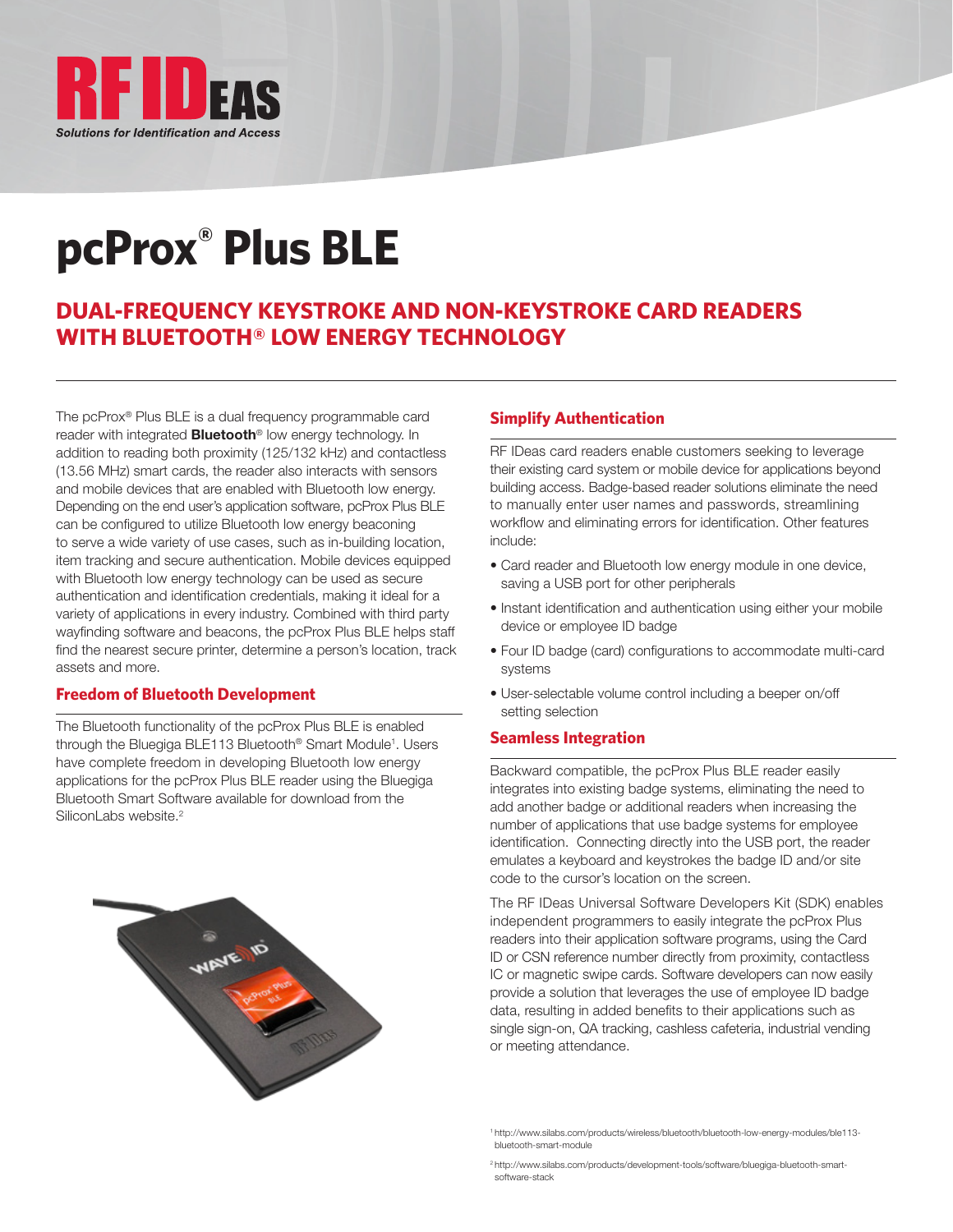# pcProx® Plus BLE

## DUAL-FREQUENCY KEYSTROKE AND NON-KEYSTROKE CARD READERS WITH BLUETOOTH® LOW ENERGY TECHNOLOGY

The pcProx® Plus BLE is a dual frequency programmable card reader with integrated **Bluetooth**® low energy technology. In addition to reading both proximity (125/132 kHz) and contactless (13.56 MHz) smart cards, the reader also interacts with sensors and mobile devices that are enabled with Bluetooth low energy. Depending on the end user's application software, pcProx Plus BLE can be configured to utilize Bluetooth low energy beaconing to serve a wide variety of use cases, such as in-building location, item tracking and secure authentication. Mobile devices equipped with Bluetooth low energy technology can be used as secure authentication and identification credentials, making it ideal for a variety of applications in every industry. Combined with third party wayfinding software and beacons, the pcProx Plus BLE helps staff find the nearest secure printer, determine a person's location, track assets and more.

### Freedom of Bluetooth Development

The Bluetooth functionality of the pcProx Plus BLE is enabled through the Bluegiga BLE113 Bluetooth® Smart Module[1]. Users have complete freedom in developing Bluetooth low energy applications for the pcProx Plus BLE reader using the Bluegiga Bluetooth Smart Software available for download from the SiliconLabs website.[2]

### Simplify Authentication

RF IDeas card readers enable customers seeking to leverage their existing card system or mobile device for applications beyond building access. Badge-based reader solutions eliminate the need to manually enter user names and passwords, streamlining workflow and eliminating errors for identification. Other features include:

- Card reader and Bluetooth low energy module in one device, saving a USB port for other peripherals
- Instant identification and authentication using either your mobile device or employee ID badge
- Four ID badge (card) configurations to accommodate multi-card systems
- User-selectable volume control including a beeper on/off setting selection

### Seamless Integration

Backward compatible, the pcProx Plus BLE reader easily integrates into existing badge systems, eliminating the need to add another badge or additional readers when increasing the number of applications that use badge systems for employee identification. Connecting directly into the USB port, the reader emulates a keyboard and keystrokes the badge ID and/or site code to the cursor's location on the screen.

The RF IDeas Universal Software Developers Kit (SDK) enables independent programmers to easily integrate the pcProx Plus readers into their application software programs, using the Card ID or CSN reference number directly from proximity, contactless IC or magnetic swipe cards. Software developers can now easily provide a solution that leverages the use of employee ID badge data, resulting in added benefits to their applications such as single sign-on, QA tracking, cashless cafeteria, industrial vending or meeting attendance.

[1] http://www.silabs.com/products/wireless/bluetooth/bluetooth-low-energy-modules/ble113-bluetooth-smart-module

[2] http://www.silabs.com/products/development-tools/software/bluegiga-bluetooth-smart-software-stack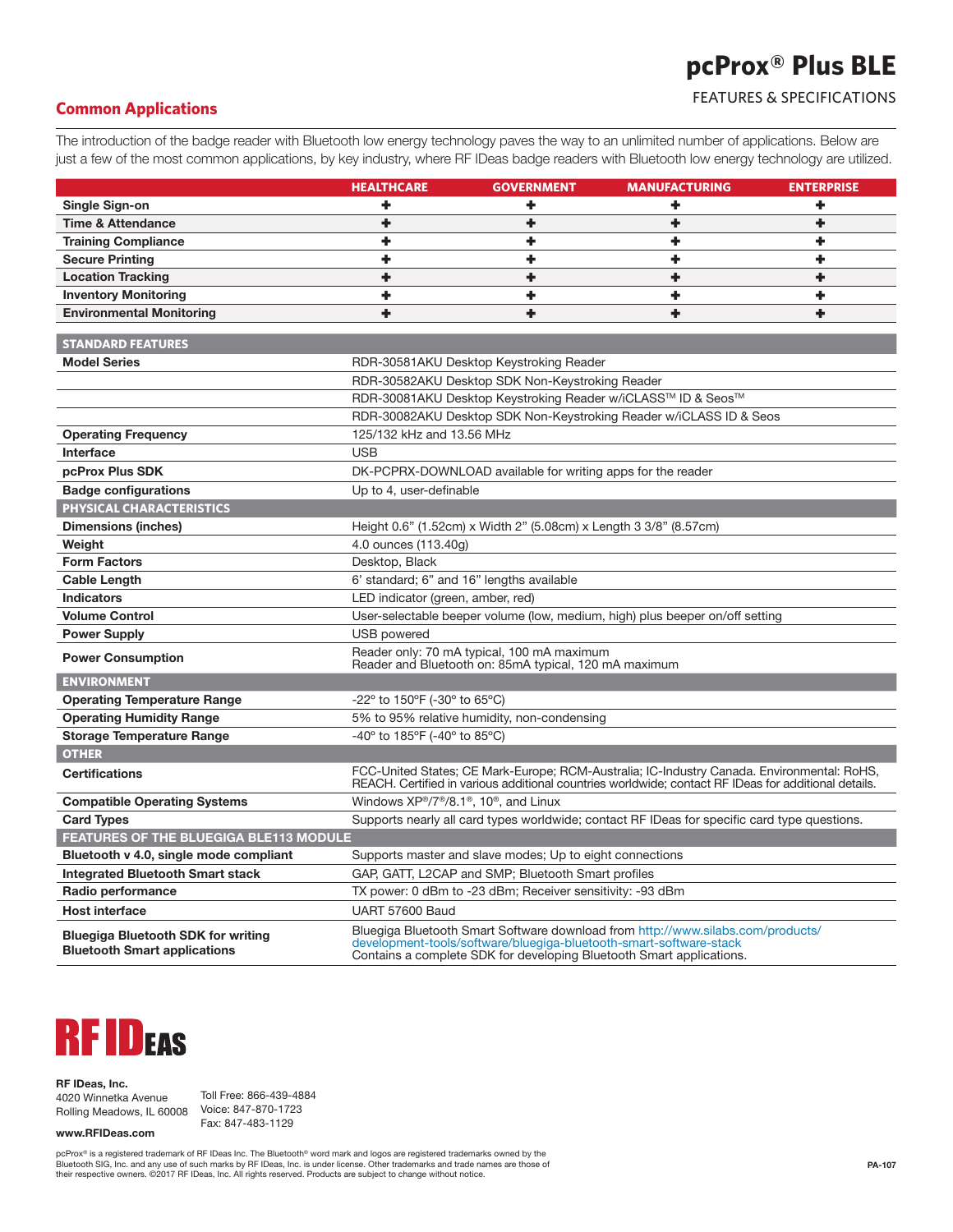# pcProx® Plus BLE

FEATURES & SPECIFICATIONS

## Common Applications

The introduction of the badge reader with Bluetooth low energy technology paves the way to an unlimited number of applications. Below are just a few of the most common applications, by key industry, where RF IDeas badge readers with Bluetooth low energy technology are utilized.

| | HEALTHCARE | GOVERNMENT | MANUFACTURING | ENTERPRISE |
|---|---|---|---|---|
| **Single Sign-on** | + | + | + | + |
| **Time & Attendance** | + | + | + | + |
| **Training Compliance** | + | + | + | + |
| **Secure Printing** | + | + | + | + |
| **Location Tracking** | + | + | + | + |
| **Inventory Monitoring** | + | + | + | + |
| **Environmental Monitoring** | + | + | + | + |

| | |
|---|---|
| **STANDARD FEATURES** | |
| **Model Series** | RDR-30581AKU Desktop Keystroking Reader |
| | RDR-30582AKU Desktop SDK Non-Keystroking Reader |
| | RDR-30081AKU Desktop Keystroking Reader w/iCLASS™ ID & Seos™ |
| | RDR-30082AKU Desktop SDK Non-Keystroking Reader w/iCLASS ID & Seos |
| **Operating Frequency** | 125/132 kHz and 13.56 MHz |
| **Interface** | USB |
| **pcProx Plus SDK** | DK-PCPRX-DOWNLOAD available for writing apps for the reader |
| **Badge configurations** | Up to 4, user-definable |
| **PHYSICAL CHARACTERISTICS** | |
| **Dimensions (inches)** | Height 0.6" (1.52cm) x Width 2" (5.08cm) x Length 3 3/8" (8.57cm) |
| **Weight** | 4.0 ounces (113.40g) |
| **Form Factors** | Desktop, Black |
| **Cable Length** | 6' standard; 6" and 16" lengths available |
| **Indicators** | LED indicator (green, amber, red) |
| **Volume Control** | User-selectable beeper volume (low, medium, high) plus beeper on/off setting |
| **Power Supply** | USB powered |
| **Power Consumption** | Reader only: 70 mA typical, 100 mA maximum<br>Reader and Bluetooth on: 85mA typical, 120 mA maximum |
| **ENVIRONMENT** | |
| **Operating Temperature Range** | -22° to 150°F (-30° to 65°C) |
| **Operating Humidity Range** | 5% to 95% relative humidity, non-condensing |
| **Storage Temperature Range** | -40° to 185°F (-40° to 85°C) |
| **OTHER** | |
| **Certifications** | FCC-United States; CE Mark-Europe; RCM-Australia; IC-Industry Canada. Environmental: RoHS, REACH. Certified in various additional countries worldwide; contact RF IDeas for additional details. |
| **Compatible Operating Systems** | Windows XP®/7®/8.1®, 10®, and Linux |
| **Card Types** | Supports nearly all card types worldwide; contact RF IDeas for specific card type questions. |
| **FEATURES OF THE BLUEGIGA BLE113 MODULE** | |
| **Bluetooth v 4.0, single mode compliant** | Supports master and slave modes; Up to eight connections |
| **Integrated Bluetooth Smart stack** | GAP, GATT, L2CAP and SMP; Bluetooth Smart profiles |
| **Radio performance** | TX power: 0 dBm to -23 dBm; Receiver sensitivity: -93 dBm |
| **Host interface** | UART 57600 Baud |
| **Bluegiga Bluetooth SDK for writing Bluetooth Smart applications** | Bluegiga Bluetooth Smart Software download from http://www.silabs.com/products/development-tools/software/bluegiga-bluetooth-smart-software-stack<br>Contains a complete SDK for developing Bluetooth Smart applications. |

RF IDEAS

**RF IDeas, Inc.**
4020 Winnetka Avenue
Rolling Meadows, IL 60008

Toll Free: 866-439-4884
Voice: 847-870-1723
Fax: 847-483-1129

**www.RFIDeas.com**

pcProx® is a registered trademark of RF IDeas Inc. The Bluetooth® word mark and logos are registered trademarks owned by the Bluetooth SIG, Inc. and any use of such marks by RF IDeas, Inc. is under license. Other trademarks and trade names are those of their respective owners. ©2017 RF IDeas, Inc. All rights reserved. Products are subject to change without notice.

PA-107